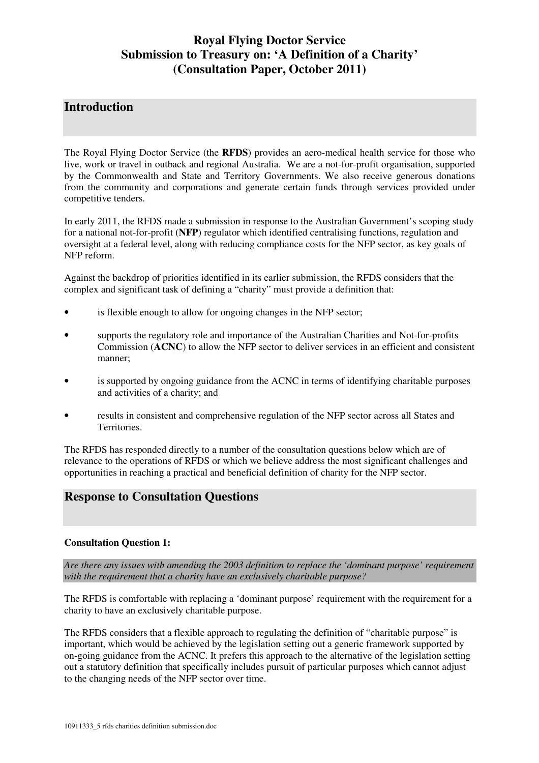# Royal Flying Doctor Service
# Submission to Treasury on: 'A Definition of a Charity' (Consultation Paper, October 2011)

## Introduction

The Royal Flying Doctor Service (the **RFDS**) provides an aero-medical health service for those who live, work or travel in outback and regional Australia. We are a not-for-profit organisation, supported by the Commonwealth and State and Territory Governments. We also receive generous donations from the community and corporations and generate certain funds through services provided under competitive tenders.

In early 2011, the RFDS made a submission in response to the Australian Government's scoping study for a national not-for-profit (**NFP**) regulator which identified centralising functions, regulation and oversight at a federal level, along with reducing compliance costs for the NFP sector, as key goals of NFP reform.

Against the backdrop of priorities identified in its earlier submission, the RFDS considers that the complex and significant task of defining a "charity" must provide a definition that:

- is flexible enough to allow for ongoing changes in the NFP sector;
- supports the regulatory role and importance of the Australian Charities and Not-for-profits Commission (**ACNC**) to allow the NFP sector to deliver services in an efficient and consistent manner;
- is supported by ongoing guidance from the ACNC in terms of identifying charitable purposes and activities of a charity; and
- results in consistent and comprehensive regulation of the NFP sector across all States and Territories.

The RFDS has responded directly to a number of the consultation questions below which are of relevance to the operations of RFDS or which we believe address the most significant challenges and opportunities in reaching a practical and beneficial definition of charity for the NFP sector.

## Response to Consultation Questions

**Consultation Question 1:**

*Are there any issues with amending the 2003 definition to replace the 'dominant purpose' requirement with the requirement that a charity have an exclusively charitable purpose?*

The RFDS is comfortable with replacing a 'dominant purpose' requirement with the requirement for a charity to have an exclusively charitable purpose.

The RFDS considers that a flexible approach to regulating the definition of "charitable purpose" is important, which would be achieved by the legislation setting out a generic framework supported by on-going guidance from the ACNC. It prefers this approach to the alternative of the legislation setting out a statutory definition that specifically includes pursuit of particular purposes which cannot adjust to the changing needs of the NFP sector over time.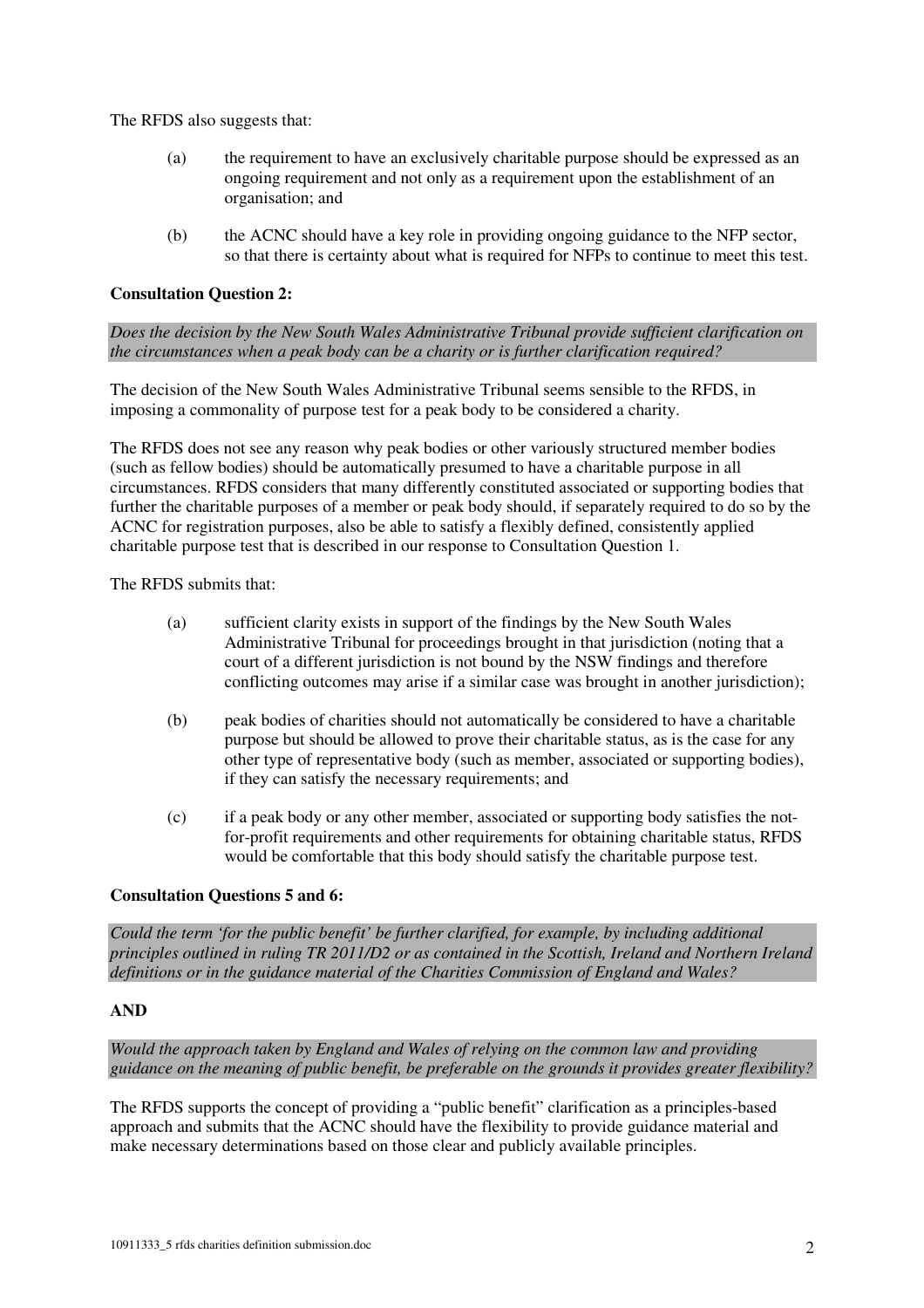The RFDS also suggests that:

(a) the requirement to have an exclusively charitable purpose should be expressed as an ongoing requirement and not only as a requirement upon the establishment of an organisation; and

(b) the ACNC should have a key role in providing ongoing guidance to the NFP sector, so that there is certainty about what is required for NFPs to continue to meet this test.

**Consultation Question 2:**

*Does the decision by the New South Wales Administrative Tribunal provide sufficient clarification on the circumstances when a peak body can be a charity or is further clarification required?*

The decision of the New South Wales Administrative Tribunal seems sensible to the RFDS, in imposing a commonality of purpose test for a peak body to be considered a charity.

The RFDS does not see any reason why peak bodies or other variously structured member bodies (such as fellow bodies) should be automatically presumed to have a charitable purpose in all circumstances. RFDS considers that many differently constituted associated or supporting bodies that further the charitable purposes of a member or peak body should, if separately required to do so by the ACNC for registration purposes, also be able to satisfy a flexibly defined, consistently applied charitable purpose test that is described in our response to Consultation Question 1.

The RFDS submits that:

(a) sufficient clarity exists in support of the findings by the New South Wales Administrative Tribunal for proceedings brought in that jurisdiction (noting that a court of a different jurisdiction is not bound by the NSW findings and therefore conflicting outcomes may arise if a similar case was brought in another jurisdiction);

(b) peak bodies of charities should not automatically be considered to have a charitable purpose but should be allowed to prove their charitable status, as is the case for any other type of representative body (such as member, associated or supporting bodies), if they can satisfy the necessary requirements; and

(c) if a peak body or any other member, associated or supporting body satisfies the not-for-profit requirements and other requirements for obtaining charitable status, RFDS would be comfortable that this body should satisfy the charitable purpose test.

**Consultation Questions 5 and 6:**

*Could the term 'for the public benefit' be further clarified, for example, by including additional principles outlined in ruling TR 2011/D2 or as contained in the Scottish, Ireland and Northern Ireland definitions or in the guidance material of the Charities Commission of England and Wales?*

**AND**

*Would the approach taken by England and Wales of relying on the common law and providing guidance on the meaning of public benefit, be preferable on the grounds it provides greater flexibility?*

The RFDS supports the concept of providing a "public benefit" clarification as a principles-based approach and submits that the ACNC should have the flexibility to provide guidance material and make necessary determinations based on those clear and publicly available principles.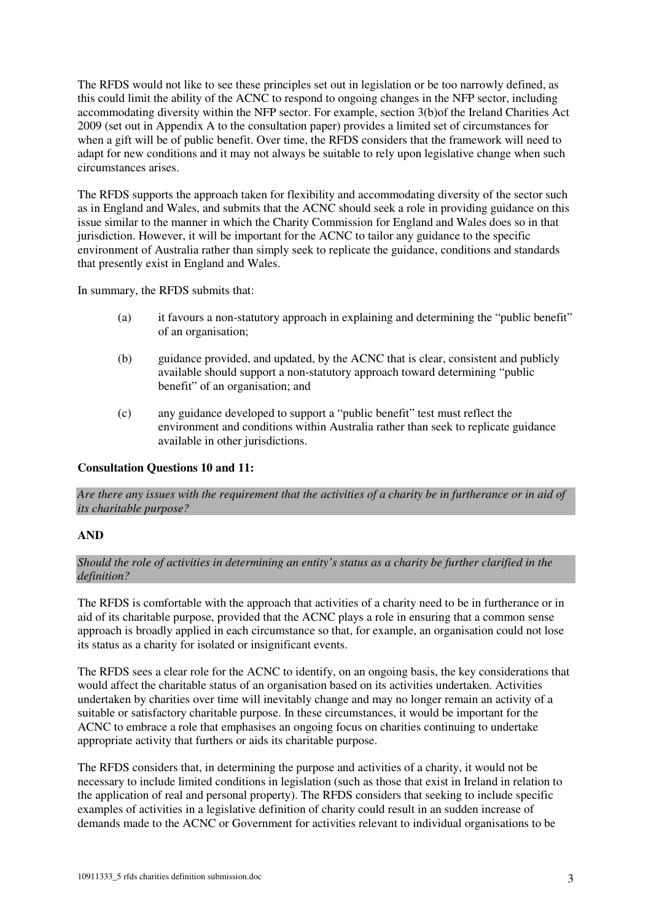The RFDS would not like to see these principles set out in legislation or be too narrowly defined, as this could limit the ability of the ACNC to respond to ongoing changes in the NFP sector, including accommodating diversity within the NFP sector. For example, section 3(b)of the Ireland Charities Act 2009 (set out in Appendix A to the consultation paper) provides a limited set of circumstances for when a gift will be of public benefit. Over time, the RFDS considers that the framework will need to adapt for new conditions and it may not always be suitable to rely upon legislative change when such circumstances arises.

The RFDS supports the approach taken for flexibility and accommodating diversity of the sector such as in England and Wales, and submits that the ACNC should seek a role in providing guidance on this issue similar to the manner in which the Charity Commission for England and Wales does so in that jurisdiction. However, it will be important for the ACNC to tailor any guidance to the specific environment of Australia rather than simply seek to replicate the guidance, conditions and standards that presently exist in England and Wales.

In summary, the RFDS submits that:

(a) it favours a non-statutory approach in explaining and determining the "public benefit" of an organisation;

(b) guidance provided, and updated, by the ACNC that is clear, consistent and publicly available should support a non-statutory approach toward determining "public benefit" of an organisation; and

(c) any guidance developed to support a "public benefit" test must reflect the environment and conditions within Australia rather than seek to replicate guidance available in other jurisdictions.

**Consultation Questions 10 and 11:**

*Are there any issues with the requirement that the activities of a charity be in furtherance or in aid of its charitable purpose?*

**AND**

*Should the role of activities in determining an entity's status as a charity be further clarified in the definition?*

The RFDS is comfortable with the approach that activities of a charity need to be in furtherance or in aid of its charitable purpose, provided that the ACNC plays a role in ensuring that a common sense approach is broadly applied in each circumstance so that, for example, an organisation could not lose its status as a charity for isolated or insignificant events.

The RFDS sees a clear role for the ACNC to identify, on an ongoing basis, the key considerations that would affect the charitable status of an organisation based on its activities undertaken. Activities undertaken by charities over time will inevitably change and may no longer remain an activity of a suitable or satisfactory charitable purpose. In these circumstances, it would be important for the ACNC to embrace a role that emphasises an ongoing focus on charities continuing to undertake appropriate activity that furthers or aids its charitable purpose.

The RFDS considers that, in determining the purpose and activities of a charity, it would not be necessary to include limited conditions in legislation (such as those that exist in Ireland in relation to the application of real and personal property). The RFDS considers that seeking to include specific examples of activities in a legislative definition of charity could result in an sudden increase of demands made to the ACNC or Government for activities relevant to individual organisations to be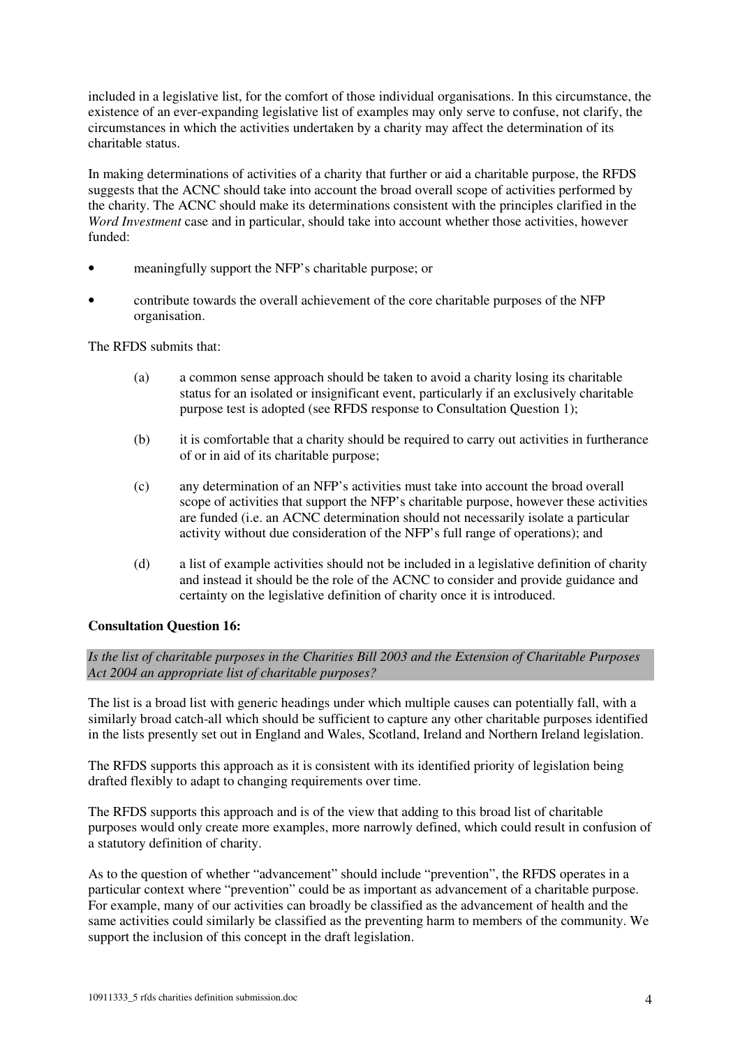included in a legislative list, for the comfort of those individual organisations. In this circumstance, the existence of an ever-expanding legislative list of examples may only serve to confuse, not clarify, the circumstances in which the activities undertaken by a charity may affect the determination of its charitable status.

In making determinations of activities of a charity that further or aid a charitable purpose, the RFDS suggests that the ACNC should take into account the broad overall scope of activities performed by the charity. The ACNC should make its determinations consistent with the principles clarified in the *Word Investment* case and in particular, should take into account whether those activities, however funded:

- meaningfully support the NFP's charitable purpose; or
- contribute towards the overall achievement of the core charitable purposes of the NFP organisation.

The RFDS submits that:

(a) a common sense approach should be taken to avoid a charity losing its charitable status for an isolated or insignificant event, particularly if an exclusively charitable purpose test is adopted (see RFDS response to Consultation Question 1);

(b) it is comfortable that a charity should be required to carry out activities in furtherance of or in aid of its charitable purpose;

(c) any determination of an NFP's activities must take into account the broad overall scope of activities that support the NFP's charitable purpose, however these activities are funded (i.e. an ACNC determination should not necessarily isolate a particular activity without due consideration of the NFP's full range of operations); and

(d) a list of example activities should not be included in a legislative definition of charity and instead it should be the role of the ACNC to consider and provide guidance and certainty on the legislative definition of charity once it is introduced.

**Consultation Question 16:**

*Is the list of charitable purposes in the Charities Bill 2003 and the Extension of Charitable Purposes Act 2004 an appropriate list of charitable purposes?*

The list is a broad list with generic headings under which multiple causes can potentially fall, with a similarly broad catch-all which should be sufficient to capture any other charitable purposes identified in the lists presently set out in England and Wales, Scotland, Ireland and Northern Ireland legislation.

The RFDS supports this approach as it is consistent with its identified priority of legislation being drafted flexibly to adapt to changing requirements over time.

The RFDS supports this approach and is of the view that adding to this broad list of charitable purposes would only create more examples, more narrowly defined, which could result in confusion of a statutory definition of charity.

As to the question of whether "advancement" should include "prevention", the RFDS operates in a particular context where "prevention" could be as important as advancement of a charitable purpose. For example, many of our activities can broadly be classified as the advancement of health and the same activities could similarly be classified as the preventing harm to members of the community. We support the inclusion of this concept in the draft legislation.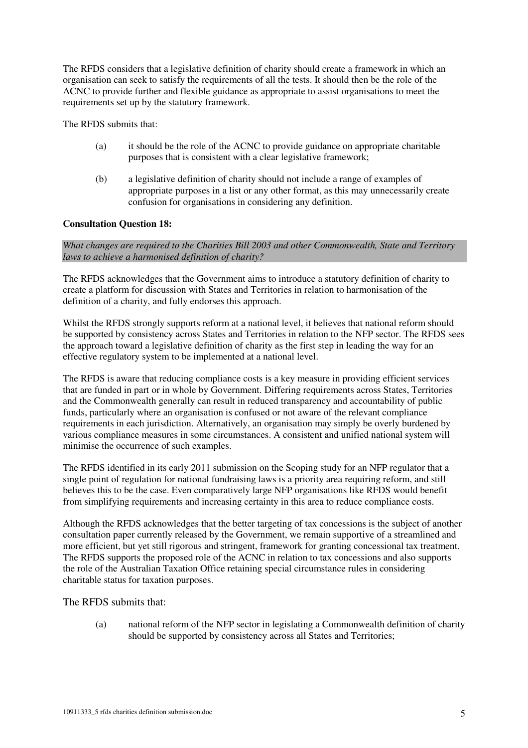The RFDS considers that a legislative definition of charity should create a framework in which an organisation can seek to satisfy the requirements of all the tests. It should then be the role of the ACNC to provide further and flexible guidance as appropriate to assist organisations to meet the requirements set up by the statutory framework.

The RFDS submits that:

(a) it should be the role of the ACNC to provide guidance on appropriate charitable purposes that is consistent with a clear legislative framework;

(b) a legislative definition of charity should not include a range of examples of appropriate purposes in a list or any other format, as this may unnecessarily create confusion for organisations in considering any definition.

**Consultation Question 18:**

*What changes are required to the Charities Bill 2003 and other Commonwealth, State and Territory laws to achieve a harmonised definition of charity?*

The RFDS acknowledges that the Government aims to introduce a statutory definition of charity to create a platform for discussion with States and Territories in relation to harmonisation of the definition of a charity, and fully endorses this approach.

Whilst the RFDS strongly supports reform at a national level, it believes that national reform should be supported by consistency across States and Territories in relation to the NFP sector. The RFDS sees the approach toward a legislative definition of charity as the first step in leading the way for an effective regulatory system to be implemented at a national level.

The RFDS is aware that reducing compliance costs is a key measure in providing efficient services that are funded in part or in whole by Government. Differing requirements across States, Territories and the Commonwealth generally can result in reduced transparency and accountability of public funds, particularly where an organisation is confused or not aware of the relevant compliance requirements in each jurisdiction. Alternatively, an organisation may simply be overly burdened by various compliance measures in some circumstances. A consistent and unified national system will minimise the occurrence of such examples.

The RFDS identified in its early 2011 submission on the Scoping study for an NFP regulator that a single point of regulation for national fundraising laws is a priority area requiring reform, and still believes this to be the case. Even comparatively large NFP organisations like RFDS would benefit from simplifying requirements and increasing certainty in this area to reduce compliance costs.

Although the RFDS acknowledges that the better targeting of tax concessions is the subject of another consultation paper currently released by the Government, we remain supportive of a streamlined and more efficient, but yet still rigorous and stringent, framework for granting concessional tax treatment. The RFDS supports the proposed role of the ACNC in relation to tax concessions and also supports the role of the Australian Taxation Office retaining special circumstance rules in considering charitable status for taxation purposes.

The RFDS submits that:

(a) national reform of the NFP sector in legislating a Commonwealth definition of charity should be supported by consistency across all States and Territories;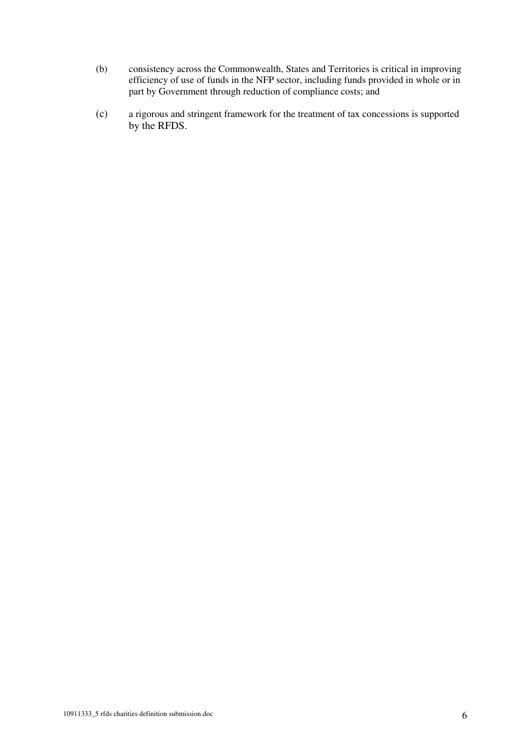(b) consistency across the Commonwealth, States and Territories is critical in improving efficiency of use of funds in the NFP sector, including funds provided in whole or in part by Government through reduction of compliance costs; and

(c) a rigorous and stringent framework for the treatment of tax concessions is supported by the RFDS.